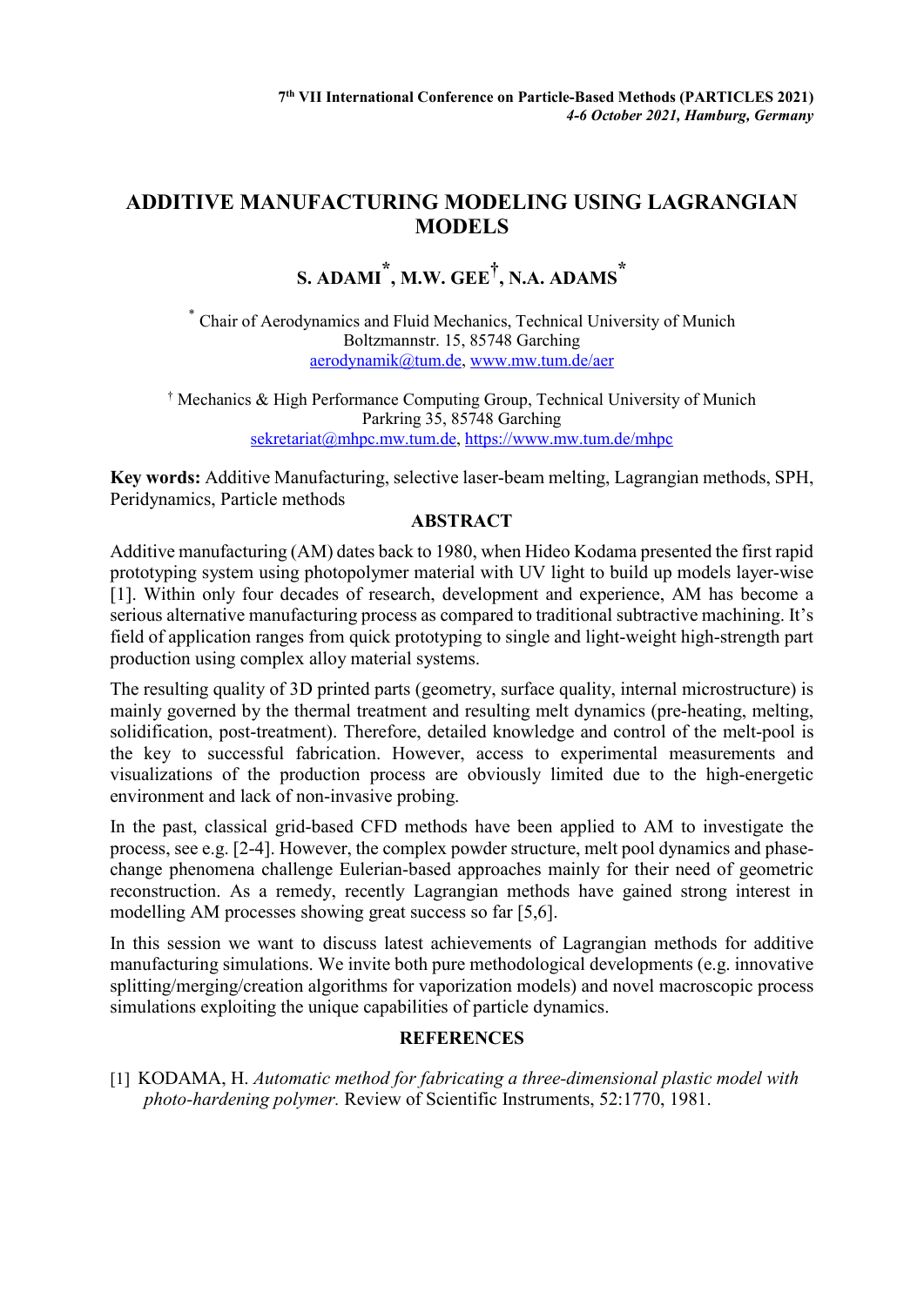# ADDITIVE MANUFACTURING MODELING USING LAGRANGIAN MODELS

**S. ADAMI[*], M.W. GEE[†], N.A. ADAMS[*]**

[*] Chair of Aerodynamics and Fluid Mechanics, Technical University of Munich
Boltzmannstr. 15, 85748 Garching
aerodynamik@tum.de, www.mw.tum.de/aer

[†] Mechanics & High Performance Computing Group, Technical University of Munich
Parkring 35, 85748 Garching
sekretariat@mhpc.mw.tum.de, https://www.mw.tum.de/mhpc

**Key words:** Additive Manufacturing, selective laser-beam melting, Lagrangian methods, SPH, Peridynamics, Particle methods

## ABSTRACT

Additive manufacturing (AM) dates back to 1980, when Hideo Kodama presented the first rapid prototyping system using photopolymer material with UV light to build up models layer-wise [1]. Within only four decades of research, development and experience, AM has become a serious alternative manufacturing process as compared to traditional subtractive machining. It's field of application ranges from quick prototyping to single and light-weight high-strength part production using complex alloy material systems.

The resulting quality of 3D printed parts (geometry, surface quality, internal microstructure) is mainly governed by the thermal treatment and resulting melt dynamics (pre-heating, melting, solidification, post-treatment). Therefore, detailed knowledge and control of the melt-pool is the key to successful fabrication. However, access to experimental measurements and visualizations of the production process are obviously limited due to the high-energetic environment and lack of non-invasive probing.

In the past, classical grid-based CFD methods have been applied to AM to investigate the process, see e.g. [2-4]. However, the complex powder structure, melt pool dynamics and phase-change phenomena challenge Eulerian-based approaches mainly for their need of geometric reconstruction. As a remedy, recently Lagrangian methods have gained strong interest in modelling AM processes showing great success so far [5,6].

In this session we want to discuss latest achievements of Lagrangian methods for additive manufacturing simulations. We invite both pure methodological developments (e.g. innovative splitting/merging/creation algorithms for vaporization models) and novel macroscopic process simulations exploiting the unique capabilities of particle dynamics.

## REFERENCES

[1] KODAMA, H. *Automatic method for fabricating a three-dimensional plastic model with photo-hardening polymer.* Review of Scientific Instruments, 52:1770, 1981.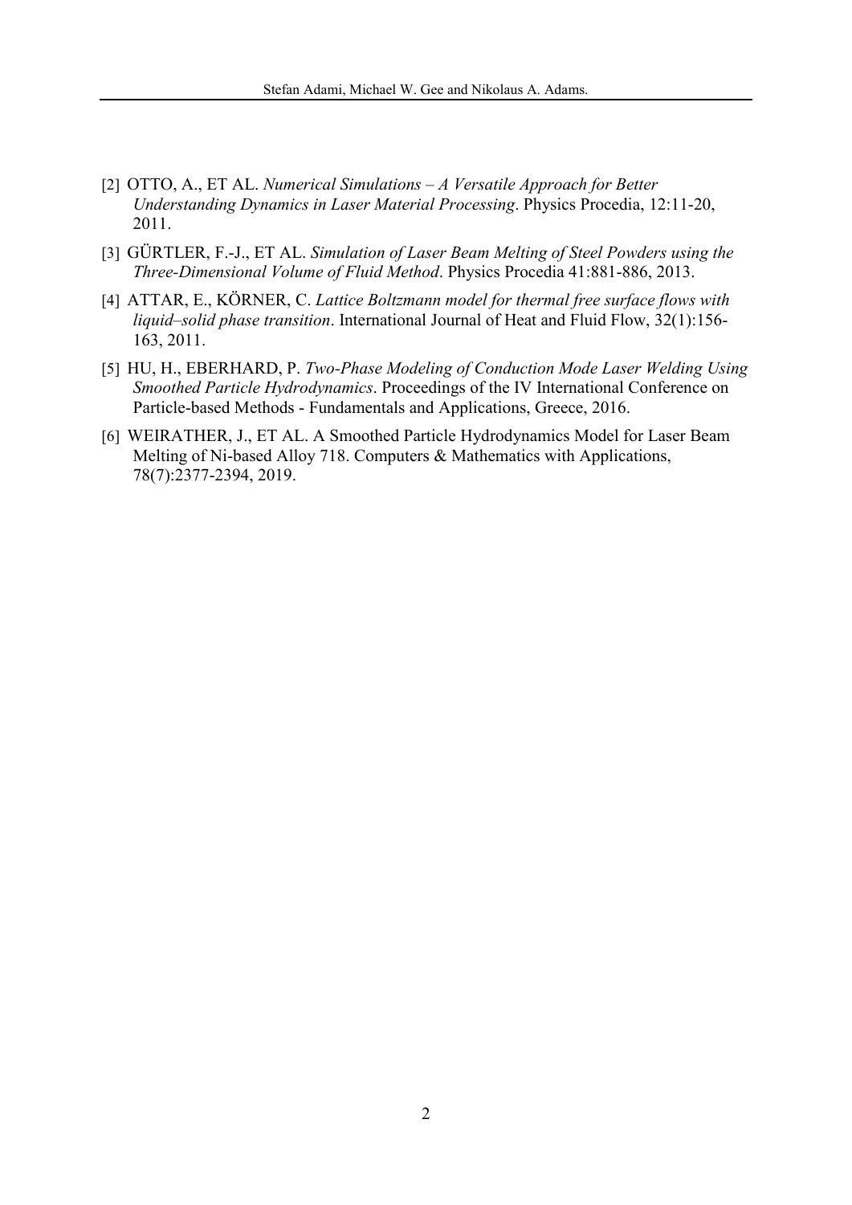[2] OTTO, A., ET AL. *Numerical Simulations – A Versatile Approach for Better Understanding Dynamics in Laser Material Processing*. Physics Procedia, 12:11-20, 2011.

[3] GÜRTLER, F.-J., ET AL. *Simulation of Laser Beam Melting of Steel Powders using the Three-Dimensional Volume of Fluid Method*. Physics Procedia 41:881-886, 2013.

[4] ATTAR, E., KÖRNER, C. *Lattice Boltzmann model for thermal free surface flows with liquid–solid phase transition*. International Journal of Heat and Fluid Flow, 32(1):156-163, 2011.

[5] HU, H., EBERHARD, P. *Two-Phase Modeling of Conduction Mode Laser Welding Using Smoothed Particle Hydrodynamics*. Proceedings of the IV International Conference on Particle-based Methods - Fundamentals and Applications, Greece, 2016.

[6] WEIRATHER, J., ET AL. A Smoothed Particle Hydrodynamics Model for Laser Beam Melting of Ni-based Alloy 718. Computers & Mathematics with Applications, 78(7):2377-2394, 2019.